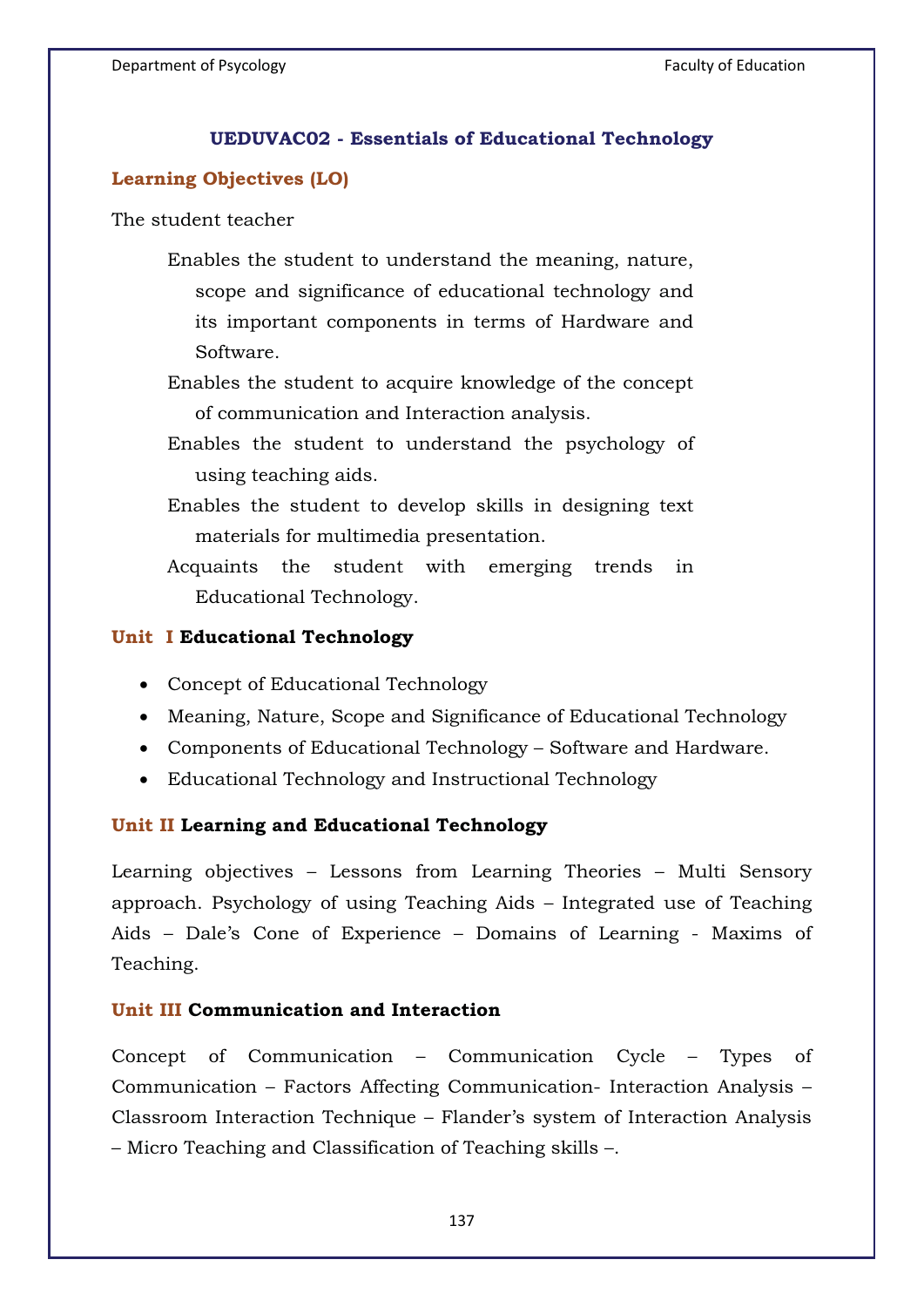## UEDUVAC02 - Essentials of Educational Technology

### Learning Objectives (LO)

The student teacher

- Enables the student to understand the meaning, nature, scope and significance of educational technology and its important components in terms of Hardware and Software.
- Enables the student to acquire knowledge of the concept of communication and Interaction analysis.
- Enables the student to understand the psychology of using teaching aids.
- Enables the student to develop skills in designing text materials for multimedia presentation.
- Acquaints the student with emerging trends in Educational Technology.

### Unit I Educational Technology

- Concept of Educational Technology
- Meaning, Nature, Scope and Significance of Educational Technology
- Components of Educational Technology – Software and Hardware.
- Educational Technology and Instructional Technology

### Unit II Learning and Educational Technology

Learning objectives – Lessons from Learning Theories – Multi Sensory approach. Psychology of using Teaching Aids – Integrated use of Teaching Aids – Dale's Cone of Experience – Domains of Learning - Maxims of Teaching.

### Unit III Communication and Interaction

Concept of Communication – Communication Cycle – Types of Communication – Factors Affecting Communication- Interaction Analysis – Classroom Interaction Technique – Flander's system of Interaction Analysis – Micro Teaching and Classification of Teaching skills –.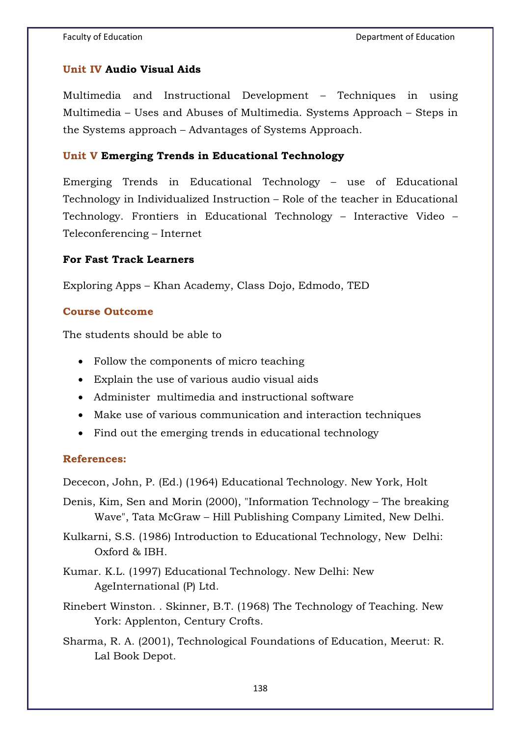**Unit IV Audio Visual Aids**

Multimedia and Instructional Development – Techniques in using Multimedia – Uses and Abuses of Multimedia. Systems Approach – Steps in the Systems approach – Advantages of Systems Approach.

**Unit V Emerging Trends in Educational Technology**

Emerging Trends in Educational Technology – use of Educational Technology in Individualized Instruction – Role of the teacher in Educational Technology. Frontiers in Educational Technology – Interactive Video – Teleconferencing – Internet

**For Fast Track Learners**

Exploring Apps – Khan Academy, Class Dojo, Edmodo, TED

**Course Outcome**

The students should be able to

- Follow the components of micro teaching
- Explain the use of various audio visual aids
- Administer multimedia and instructional software
- Make use of various communication and interaction techniques
- Find out the emerging trends in educational technology

**References:**

Dececon, John, P. (Ed.) (1964) Educational Technology. New York, Holt

Denis, Kim, Sen and Morin (2000), "Information Technology – The breaking Wave", Tata McGraw – Hill Publishing Company Limited, New Delhi.

Kulkarni, S.S. (1986) Introduction to Educational Technology, New Delhi: Oxford & IBH.

Kumar. K.L. (1997) Educational Technology. New Delhi: New AgeInternational (P) Ltd.

Rinebert Winston. . Skinner, B.T. (1968) The Technology of Teaching. New York: Applenton, Century Crofts.

Sharma, R. A. (2001), Technological Foundations of Education, Meerut: R. Lal Book Depot.